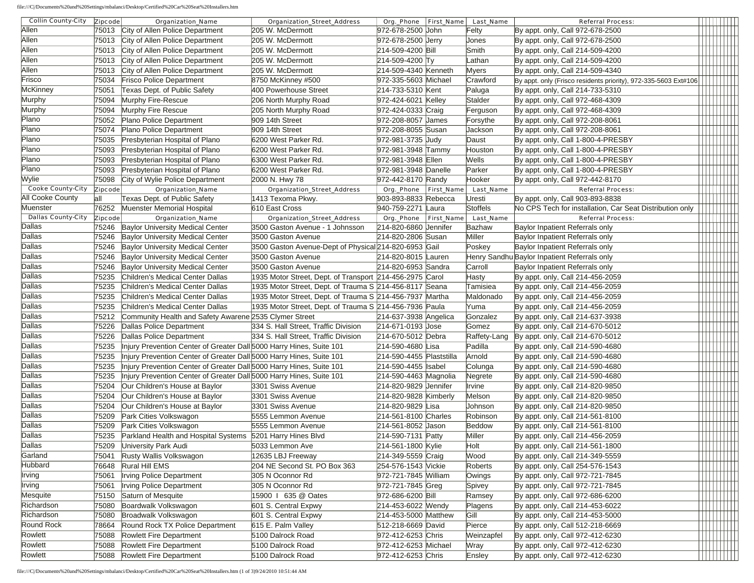| Collin County-City | Zipcode | Organization_Name | Organization_Street_Address | Org._Phone | First_Name | Last_Name | Referral Process: |
|---|---|---|---|---|---|---|---|
| Allen | 75013 | City of Allen Police Department | 205 W. McDermott | 972-678-2500 | John | Felty | By appt. only, Call 972-678-2500 |
| Allen | 75013 | City of Allen Police Department | 205 W. McDermott | 972-678-2500 | Jerry | Jones | By appt. only, Call 972-678-2500 |
| Allen | 75013 | City of Allen Police Department | 205 W. McDermott | 214-509-4200 | Bill | Smith | By appt. only, Call 214-509-4200 |
| Allen | 75013 | City of Allen Police Department | 205 W. McDermott | 214-509-4200 | Ty | Lathan | By appt. only, Call 214-509-4200 |
| Allen | 75013 | City of Allen Police Department | 205 W. McDermott | 214-509-4340 | Kenneth | Myers | By appt. only, Call 214-509-4340 |
| Frisco | 75034 | Frisco Police Department | 8750 McKinney #500 | 972-335-5603 | Michael | Crawford | By appt. only (Frisco residents priority), 972-335-5603 Ext#106 |
| McKinney | 75051 | Texas Dept. of Public Safety | 400 Powerhouse Street | 214-733-5310 | Kent | Paluga | By appt. only, Call 214-733-5310 |
| Murphy | 75094 | Murphy Fire-Rescue | 206 North Murphy Road | 972-424-6021 | Kelley | Stalder | By appt. only, Call 972-468-4309 |
| Murphy | 75094 | Murphy Fire Rescue | 205 North Murphy Road | 972-424-0333 | Craig | Ferguson | By appt. only, Call 972-468-4309 |
| Plano | 75052 | Plano Police Department | 909 14th Street | 972-208-8057 | James | Forsythe | By appt. only, Call 972-208-8061 |
| Plano | 75074 | Plano Police Department | 909 14th Street | 972-208-8055 | Susan | Jackson | By appt. only, Call 972-208-8061 |
| Plano | 75035 | Presbyterian Hospital of Plano | 6200 West Parker Rd. | 972-981-3735 | Judy | Daust | By appt. only, Call 1-800-4-PRESBY |
| Plano | 75093 | Presbyterian Hospital of Plano | 6200 West Parker Rd. | 972-981-3948 | Tammy | Houston | By appt. only, Call 1-800-4-PRESBY |
| Plano | 75093 | Presbyterian Hospital of Plano | 6300 West Parker Rd. | 972-981-3948 | Ellen | Wells | By appt. only, Call 1-800-4-PRESBY |
| Plano | 75093 | Presbyterian Hospital of Plano | 6200 West Parker Rd. | 972-981-3948 | Danelle | Parker | By appt. only, Call 1-800-4-PRESBY |
| Wylie | 75098 | City of Wylie Police Department | 2000 N. Hwy 78 | 972-442-8170 | Randy | Hooker | By appt. only, Call 972-442-8170 |
| **Cooke County-City** | **Zipcode** | **Organization_Name** | **Organization_Street_Address** | **Org._Phone** | **First_Name** | **Last_Name** | **Referral Process:** |
| All Cooke County | all | Texas Dept. of Public Safety | 1413 Texoma Pkwy. | 903-893-8833 | Rebecca | Uresti | By appt. only, Call 903-893-8838 |
| Muenster | 76252 | Muenster Memorial Hospital | 610 East Cross | 940-759-2271 | Laura | Stoffels | No CPS Tech for installation, Car Seat Distribution only |
| **Dallas County-City** | **Zipcode** | **Organization_Name** | **Organization_Street_Address** | **Org._Phone** | **First_Name** | **Last_Name** | **Referral Process:** |
| Dallas | 75246 | Baylor University Medical Center | 3500 Gaston Avenue - 1 Johnsson | 214-820-6860 | Jennifer | Bazhaw | Baylor Inpatient Referrals only |
| Dallas | 75246 | Baylor University Medical Center | 3500 Gaston Avenue | 214-820-2806 | Susan | Miller | Baylor Inpatient Referrals only |
| Dallas | 75246 | Baylor University Medical Center | 3500 Gaston Avenue-Dept of Physical | 214-820-6953 | Gail | Poskey | Baylor Inpatient Referrals only |
| Dallas | 75246 | Baylor University Medical Center | 3500 Gaston Avenue | 214-820-8015 | Lauren | Henry Sandhu | Baylor Inpatient Referrals only |
| Dallas | 75246 | Baylor University Medical Center | 3500 Gaston Avenue | 214-820-6953 | Sandra | Carroll | Baylor Inpatient Referrals only |
| Dallas | 75235 | Children's Medical Center Dallas | 1935 Motor Street, Dept. of Transport | 214-456-2975 | Carol | Hasty | By appt. only, Call 214-456-2059 |
| Dallas | 75235 | Children's Medical Center Dallas | 1935 Motor Street, Dept. of Trauma S | 214-456-8117 | Seana | Tamisiea | By appt. only, Call 214-456-2059 |
| Dallas | 75235 | Children's Medical Center Dallas | 1935 Motor Street, Dept. of Trauma S | 214-456-7937 | Martha | Maldonado | By appt. only, Call 214-456-2059 |
| Dallas | 75235 | Children's Medical Center Dallas | 1935 Motor Street, Dept. of Trauma S | 214-456-7936 | Paula | Yuma | By appt. only, Call 214-456-2059 |
| Dallas | 75212 | Community Health and Safety Awarene | 2535 Clymer Street | 214-637-3938 | Angelica | Gonzalez | By appt. only, Call 214-637-3938 |
| Dallas | 75226 | Dallas Police Department | 334 S. Hall Street, Traffic Division | 214-671-0193 | Jose | Gomez | By appt. only, Call 214-670-5012 |
| Dallas | 75226 | Dallas Police Department | 334 S. Hall Street, Traffic Division | 214-670-5012 | Debra | Raffety-Lang | By appt. only, Call 214-670-5012 |
| Dallas | 75235 | Injury Prevention Center of Greater Dall | 5000 Harry Hines, Suite 101 | 214-590-4680 | Lisa | Padilla | By appt. only, Call 214-590-4680 |
| Dallas | 75235 | Injury Prevention Center of Greater Dall | 5000 Harry Hines, Suite 101 | 214-590-4455 | Plaststilla | Arnold | By appt. only, Call 214-590-4680 |
| Dallas | 75235 | Injury Prevention Center of Greater Dall | 5000 Harry Hines, Suite 101 | 214-590-4455 | Isabel | Colunga | By appt. only, Call 214-590-4680 |
| Dallas | 75235 | Injury Prevention Center of Greater Dall | 5000 Harry Hines, Suite 101 | 214-590-4463 | Magnolia | Negrete | By appt. only, Call 214-590-4680 |
| Dallas | 75204 | Our Children's House at Baylor | 3301 Swiss Avenue | 214-820-9829 | Jennifer | Irvine | By appt. only, Call 214-820-9850 |
| Dallas | 75204 | Our Children's House at Baylor | 3301 Swiss Avenue | 214-820-9828 | Kimberly | Melson | By appt. only, Call 214-820-9850 |
| Dallas | 75204 | Our Children's House at Baylor | 3301 Swiss Avenue | 214-820-9829 | Lisa | Johnson | By appt. only, Call 214-820-9850 |
| Dallas | 75209 | Park Cities Volkswagon | 5555 Lemmon Avenue | 214-561-8100 | Charles | Robinson | By appt. only, Call 214-561-8100 |
| Dallas | 75209 | Park Cities Volkswagon | 5555 Lemmon Avenue | 214-561-8052 | Jason | Beddow | By appt. only, Call 214-561-8100 |
| Dallas | 75235 | Parkland Health and Hospital Systems | 5201 Harry Hines Blvd | 214-590-7131 | Patty | Miller | By appt. only, Call 214-456-2059 |
| Dallas | 75209 | University Park Audi | 5033 Lemmon Ave | 214-561-1800 | Kylie | Holt | By appt. only, Call 214-561-1800 |
| Garland | 75041 | Rusty Wallis Volkswagon | 12635 LBJ Freeway | 214-349-5559 | Craig | Wood | By appt. only, Call 214-349-5559 |
| Hubbard | 76648 | Rural Hill EMS | 204 NE Second St. PO Box 363 | 254-576-1543 | Vickie | Roberts | By appt. only, Call 254-576-1543 |
| Irving | 75061 | Irving Police Department | 305 N Oconnor Rd | 972-721-7845 | William | Owings | By appt. only, Call 972-721-7845 |
| Irving | 75061 | Irving Police Department | 305 N Oconnor Rd | 972-721-7845 | Greg | Spivey | By appt. only, Call 972-721-7845 |
| Mesquite | 75150 | Saturn of Mesquite | 15900 I 635 @ Oates | 972-686-6200 | Bill | Ramsey | By appt. only, Call 972-686-6200 |
| Richardson | 75080 | Boardwalk Volkswagon | 601 S. Central Expwy | 214-453-6022 | Wendy | Plagens | By appt. only, Call 214-453-6022 |
| Richardson | 75080 | Broadwalk Volkswagon | 601 S. Central Expwy | 214-453-5000 | Matthew | Gill | By appt. only, Call 214-453-5000 |
| Round Rock | 78664 | Round Rock TX Police Department | 615 E. Palm Valley | 512-218-6669 | David | Pierce | By appt. only, Call 512-218-6669 |
| Rowlett | 75088 | Rowlett Fire Department | 5100 Dalrock Road | 972-412-6253 | Chris | Weinzapfel | By appt. only, Call 972-412-6230 |
| Rowlett | 75088 | Rowlett Fire Department | 5100 Dalrock Road | 972-412-6253 | Michael | Wray | By appt. only, Call 972-412-6230 |
| Rowlett | 75088 | Rowlett Fire Department | 5100 Dalrock Road | 972-412-6253 | Chris | Ensley | By appt. only, Call 972-412-6230 |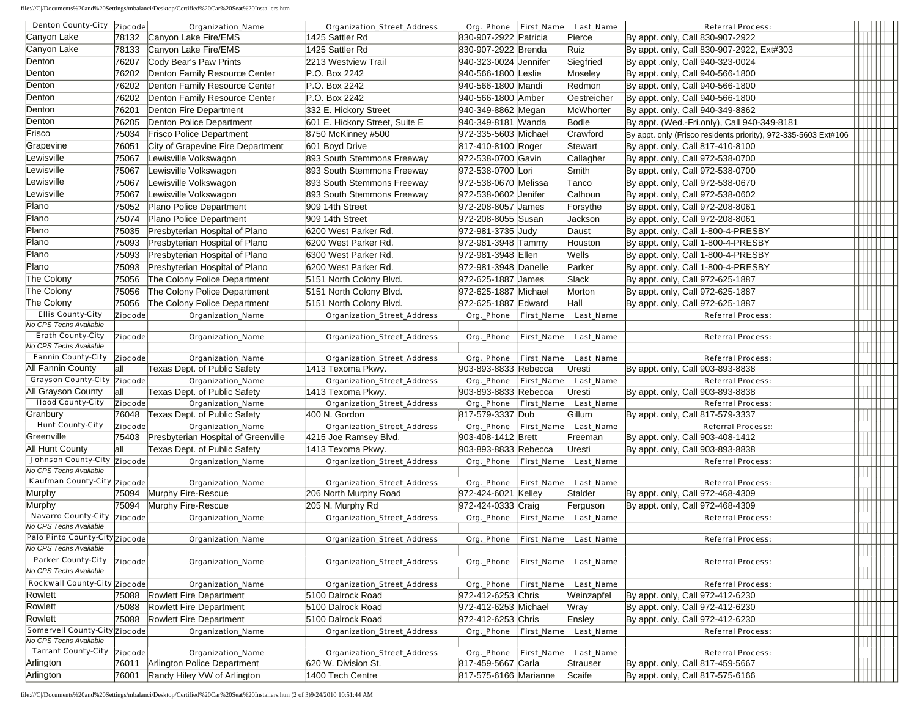| Denton County-City | Zipcode | Organization_Name | Organization_Street_Address | Org._Phone | First_Name | Last_Name | Referral Process: |
|---|---|---|---|---|---|---|---|
| Canyon Lake | 78132 | Canyon Lake Fire/EMS | 1425 Sattler Rd | 830-907-2922 | Patricia | Pierce | By appt. only, Call 830-907-2922 |
| Canyon Lake | 78133 | Canyon Lake Fire/EMS | 1425 Sattler Rd | 830-907-2922 | Brenda | Ruiz | By appt. only, Call 830-907-2922, Ext#303 |
| Denton | 76207 | Cody Bear's Paw Prints | 2213 Westview Trail | 940-323-0024 | Jennifer | Siegfried | By appt .only, Call 940-323-0024 |
| Denton | 76202 | Denton Family Resource Center | P.O. Box 2242 | 940-566-1800 | Leslie | Moseley | By appt. only, Call 940-566-1800 |
| Denton | 76202 | Denton Family Resource Center | P.O. Box 2242 | 940-566-1800 | Mandi | Redmon | By appt. only, Call 940-566-1800 |
| Denton | 76202 | Denton Family Resource Center | P.O. Box 2242 | 940-566-1800 | Amber | Oestreicher | By appt. only, Call 940-566-1800 |
| Denton | 76201 | Denton Fire Department | 332 E. Hickory Street | 940-349-8862 | Megan | McWhorter | By appt. only, Call 940-349-8862 |
| Denton | 76205 | Denton Police Department | 601 E. Hickory Street, Suite E | 940-349-8181 | Wanda | Bodle | By appt. (Wed.-Fri.only), Call 940-349-8181 |
| Frisco | 75034 | Frisco Police Department | 8750 McKinney #500 | 972-335-5603 | Michael | Crawford | By appt. only (Frisco residents priority), 972-335-5603 Ext#106 |
| Grapevine | 76051 | City of Grapevine Fire Department | 601 Boyd Drive | 817-410-8100 | Roger | Stewart | By appt. only, Call 817-410-8100 |
| Lewisville | 75067 | Lewisville Volkswagon | 893 South Stemmons Freeway | 972-538-0700 | Gavin | Callagher | By appt. only, Call 972-538-0700 |
| Lewisville | 75067 | Lewisville Volkswagon | 893 South Stemmons Freeway | 972-538-0700 | Lori | Smith | By appt. only, Call 972-538-0700 |
| Lewisville | 75067 | Lewisville Volkswagon | 893 South Stemmons Freeway | 972-538-0670 | Melissa | Tanco | By appt. only, Call 972-538-0670 |
| Lewisville | 75067 | Lewisville Volkswagon | 893 South Stemmons Freeway | 972-538-0602 | Jenifer | Calhoun | By appt. only, Call 972-538-0602 |
| Plano | 75052 | Plano Police Department | 909 14th Street | 972-208-8057 | James | Forsythe | By appt. only, Call 972-208-8061 |
| Plano | 75074 | Plano Police Department | 909 14th Street | 972-208-8055 | Susan | Jackson | By appt. only, Call 972-208-8061 |
| Plano | 75035 | Presbyterian Hospital of Plano | 6200 West Parker Rd. | 972-981-3735 | Judy | Daust | By appt. only, Call 1-800-4-PRESBY |
| Plano | 75093 | Presbyterian Hospital of Plano | 6200 West Parker Rd. | 972-981-3948 | Tammy | Houston | By appt. only, Call 1-800-4-PRESBY |
| Plano | 75093 | Presbyterian Hospital of Plano | 6300 West Parker Rd. | 972-981-3948 | Ellen | Wells | By appt. only, Call 1-800-4-PRESBY |
| Plano | 75093 | Presbyterian Hospital of Plano | 6200 West Parker Rd. | 972-981-3948 | Danelle | Parker | By appt. only, Call 1-800-4-PRESBY |
| The Colony | 75056 | The Colony Police Department | 5151 North Colony Blvd. | 972-625-1887 | James | Slack | By appt. only, Call 972-625-1887 |
| The Colony | 75056 | The Colony Police Department | 5151 North Colony Blvd. | 972-625-1887 | Michael | Morton | By appt. only, Call 972-625-1887 |
| The Colony | 75056 | The Colony Police Department | 5151 North Colony Blvd. | 972-625-1887 | Edward | Hall | By appt. only, Call 972-625-1887 |
| Ellis County-City | Zipcode | Organization_Name | Organization_Street_Address | Org._Phone | First_Name | Last_Name | Referral Process: |
| *No CPS Techs Available* | | | | | | | |
| Erath County-City | Zipcode | Organization_Name | Organization_Street_Address | Org._Phone | First_Name | Last_Name | Referral Process: |
| *No CPS Techs Available* | | | | | | | |
| Fannin County-City | Zipcode | Organization_Name | Organization_Street_Address | Org._Phone | First_Name | Last_Name | Referral Process: |
| All Fannin County | all | Texas Dept. of Public Safety | 1413 Texoma Pkwy. | 903-893-8833 | Rebecca | Uresti | By appt. only, Call 903-893-8838 |
| Grayson County-City | Zipcode | Organization_Name | Organization_Street_Address | Org._Phone | First_Name | Last_Name | Referral Process: |
| All Grayson County | all | Texas Dept. of Public Safety | 1413 Texoma Pkwy. | 903-893-8833 | Rebecca | Uresti | By appt. only, Call 903-893-8838 |
| Hood County-City | Zipcode | Organization_Name | Organization_Street_Address | Org._Phone | First_Name | Last_Name | Referral Process: |
| Granbury | 76048 | Texas Dept. of Public Safety | 400 N. Gordon | 817-579-3337 | Dub | Gillum | By appt. only, Call 817-579-3337 |
| Hunt County-City | Zipcode | Organization_Name | Organization_Street_Address | Org._Phone | First_Name | Last_Name | Referral Process:: |
| Greenville | 75403 | Presbyterian Hospital of Greenville | 4215 Joe Ramsey Blvd. | 903-408-1412 | Brett | Freeman | By appt. only, Call 903-408-1412 |
| All Hunt County | all | Texas Dept. of Public Safety | 1413 Texoma Pkwy. | 903-893-8833 | Rebecca | Uresti | By appt. only, Call 903-893-8838 |
| Johnson County-City | Zipcode | Organization_Name | Organization_Street_Address | Org._Phone | First_Name | Last_Name | Referral Process: |
| *No CPS Techs Available* | | | | | | | |
| Kaufman County-City | Zipcode | Organization_Name | Organization_Street_Address | Org._Phone | First_Name | Last_Name | Referral Process: |
| Murphy | 75094 | Murphy Fire-Rescue | 206 North Murphy Road | 972-424-6021 | Kelley | Stalder | By appt. only, Call 972-468-4309 |
| Murphy | 75094 | Murphy Fire-Rescue | 205 N. Murphy Rd | 972-424-0333 | Craig | Ferguson | By appt. only, Call 972-468-4309 |
| Navarro County-City | Zipcode | Organization_Name | Organization_Street_Address | Org._Phone | First_Name | Last_Name | Referral Process: |
| *No CPS Techs Available* | | | | | | | |
| Palo Pinto County-City | Zipcode | Organization_Name | Organization_Street_Address | Org._Phone | First_Name | Last_Name | Referral Process: |
| *No CPS Techs Available* | | | | | | | |
| Parker County-City | Zipcode | Organization_Name | Organization_Street_Address | Org._Phone | First_Name | Last_Name | Referral Process: |
| *No CPS Techs Available* | | | | | | | |
| Rockwall County-City | Zipcode | Organization_Name | Organization_Street_Address | Org._Phone | First_Name | Last_Name | Referral Process: |
| Rowlett | 75088 | Rowlett Fire Department | 5100 Dalrock Road | 972-412-6253 | Chris | Weinzapfel | By appt. only, Call 972-412-6230 |
| Rowlett | 75088 | Rowlett Fire Department | 5100 Dalrock Road | 972-412-6253 | Michael | Wray | By appt. only, Call 972-412-6230 |
| Rowlett | 75088 | Rowlett Fire Department | 5100 Dalrock Road | 972-412-6253 | Chris | Ensley | By appt. only, Call 972-412-6230 |
| Somervell County-City | Zipcode | Organization_Name | Organization_Street_Address | Org._Phone | First_Name | Last_Name | Referral Process: |
| *No CPS Techs Available* | | | | | | | |
| Tarrant County-City | Zipcode | Organization_Name | Organization_Street_Address | Org._Phone | First_Name | Last_Name | Referral Process: |
| Arlington | 76011 | Arlington Police Department | 620 W. Division St. | 817-459-5667 | Carla | Strauser | By appt. only, Call 817-459-5667 |
| Arlington | 76001 | Randy Hiley VW of Arlington | 1400 Tech Centre | 817-575-6166 | Marianne | Scaife | By appt. only, Call 817-575-6166 |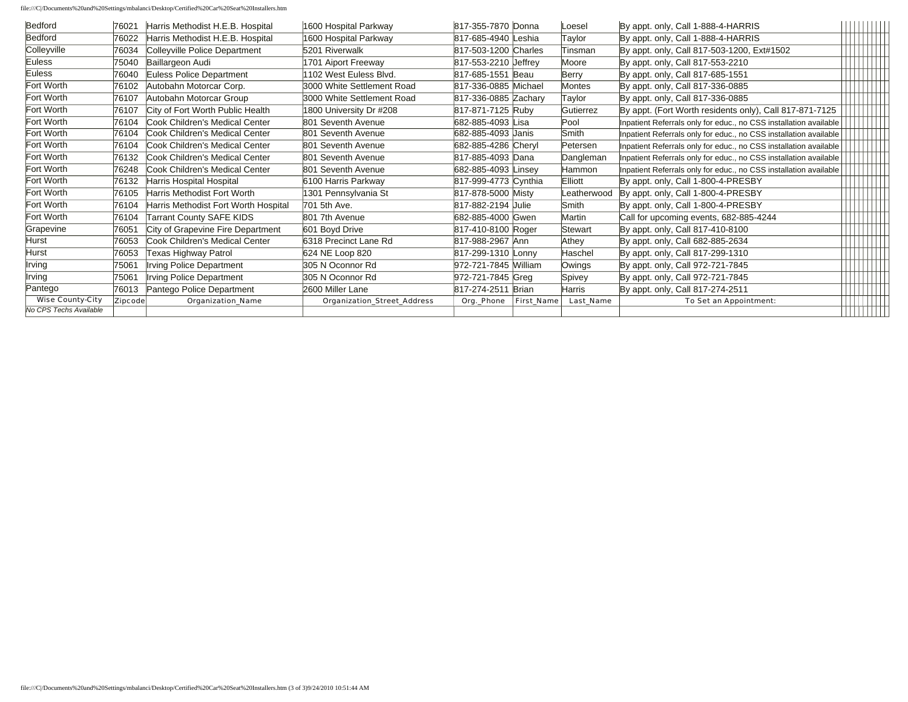| | | | | | | | |
|---|---|---|---|---|---|---|---|
| Bedford | 76021 | Harris Methodist H.E.B. Hospital | 1600 Hospital Parkway | 817-355-7870 | Donna | Loesel | By appt. only, Call 1-888-4-HARRIS |
| Bedford | 76022 | Harris Methodist H.E.B. Hospital | 1600 Hospital Parkway | 817-685-4940 | Leshia | Taylor | By appt. only, Call 1-888-4-HARRIS |
| Colleyville | 76034 | Colleyville Police Department | 5201 Riverwalk | 817-503-1200 | Charles | Tinsman | By appt. only, Call 817-503-1200, Ext#1502 |
| Euless | 75040 | Baillargeon Audi | 1701 Aiport Freeway | 817-553-2210 | Jeffrey | Moore | By appt. only, Call 817-553-2210 |
| Euless | 76040 | Euless Police Department | 1102 West Euless Blvd. | 817-685-1551 | Beau | Berry | By appt. only, Call 817-685-1551 |
| Fort Worth | 76102 | Autobahn Motorcar Corp. | 3000 White Settlement Road | 817-336-0885 | Michael | Montes | By appt. only, Call 817-336-0885 |
| Fort Worth | 76107 | Autobahn Motorcar Group | 3000 White Settlement Road | 817-336-0885 | Zachary | Taylor | By appt. only, Call 817-336-0885 |
| Fort Worth | 76107 | City of Fort Worth Public Health | 1800 University Dr #208 | 817-871-7125 | Ruby | Gutierrez | By appt. (Fort Worth residents only), Call 817-871-7125 |
| Fort Worth | 76104 | Cook Children's Medical Center | 801 Seventh Avenue | 682-885-4093 | Lisa | Pool | Inpatient Referrals only for educ., no CSS installation available |
| Fort Worth | 76104 | Cook Children's Medical Center | 801 Seventh Avenue | 682-885-4093 | Janis | Smith | Inpatient Referrals only for educ., no CSS installation available |
| Fort Worth | 76104 | Cook Children's Medical Center | 801 Seventh Avenue | 682-885-4286 | Cheryl | Petersen | Inpatient Referrals only for educ., no CSS installation available |
| Fort Worth | 76132 | Cook Children's Medical Center | 801 Seventh Avenue | 817-885-4093 | Dana | Dangleman | Inpatient Referrals only for educ., no CSS installation available |
| Fort Worth | 76248 | Cook Children's Medical Center | 801 Seventh Avenue | 682-885-4093 | Linsey | Hammon | Inpatient Referrals only for educ., no CSS installation available |
| Fort Worth | 76132 | Harris Hospital Hospital | 6100 Harris Parkway | 817-999-4773 | Cynthia | Elliott | By appt. only, Call 1-800-4-PRESBY |
| Fort Worth | 76105 | Harris Methodist Fort Worth | 1301 Pennsylvania St | 817-878-5000 | Misty | Leatherwood | By appt. only, Call 1-800-4-PRESBY |
| Fort Worth | 76104 | Harris Methodist Fort Worth Hospital | 701 5th Ave. | 817-882-2194 | Julie | Smith | By appt. only, Call 1-800-4-PRESBY |
| Fort Worth | 76104 | Tarrant County SAFE KIDS | 801 7th Avenue | 682-885-4000 | Gwen | Martin | Call for upcoming events, 682-885-4244 |
| Grapevine | 76051 | City of Grapevine Fire Department | 601 Boyd Drive | 817-410-8100 | Roger | Stewart | By appt. only, Call 817-410-8100 |
| Hurst | 76053 | Cook Children's Medical Center | 6318 Precinct Lane Rd | 817-988-2967 | Ann | Athey | By appt. only, Call 682-885-2634 |
| Hurst | 76053 | Texas Highway Patrol | 624 NE Loop 820 | 817-299-1310 | Lonny | Haschel | By appt. only, Call 817-299-1310 |
| Irving | 75061 | Irving Police Department | 305 N Oconnor Rd | 972-721-7845 | William | Owings | By appt. only, Call 972-721-7845 |
| Irving | 75061 | Irving Police Department | 305 N Oconnor Rd | 972-721-7845 | Greg | Spivey | By appt. only, Call 972-721-7845 |
| Pantego | 76013 | Pantego Police Department | 2600 Miller Lane | 817-274-2511 | Brian | Harris | By appt. only, Call 817-274-2511 |
| Wise County-City | Zipcode | Organization_Name | Organization_Street_Address | Org._Phone | First_Name | Last_Name | To Set an Appointment: |
| *No CPS Techs Available* | | | | | | | |